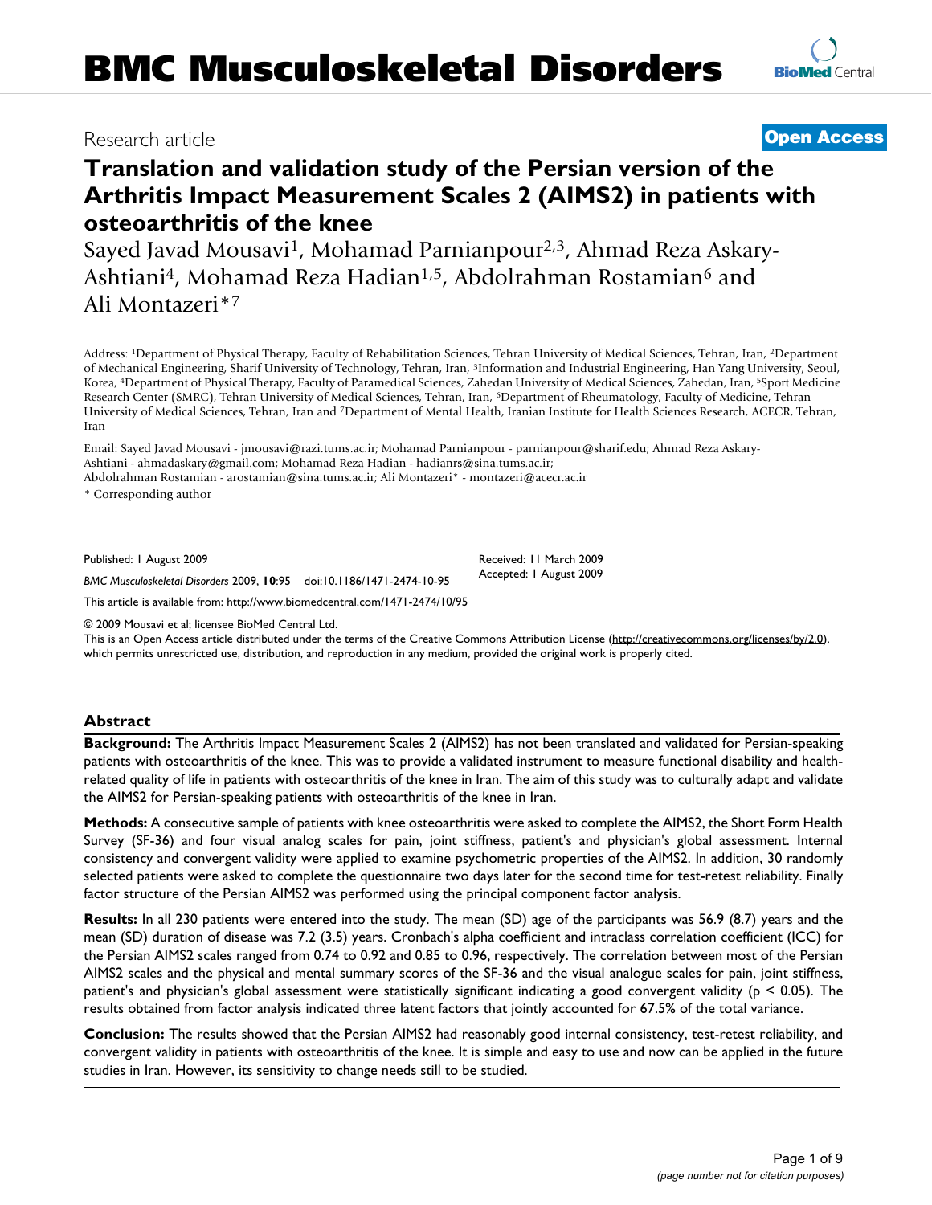# BMC Musculoskeletal Disorders

Research article

**Open Access**

# Translation and validation study of the Persian version of the Arthritis Impact Measurement Scales 2 (AIMS2) in patients with osteoarthritis of the knee

Sayed Javad Mousavi[1], Mohamad Parnianpour[2,3], Ahmad Reza Askary-Ashtiani[4], Mohamad Reza Hadian[1,5], Abdolrahman Rostamian[6] and Ali Montazeri*[7]

Address: [1]Department of Physical Therapy, Faculty of Rehabilitation Sciences, Tehran University of Medical Sciences, Tehran, Iran, [2]Department of Mechanical Engineering, Sharif University of Technology, Tehran, Iran, [3]Information and Industrial Engineering, Han Yang University, Seoul, Korea, [4]Department of Physical Therapy, Faculty of Paramedical Sciences, Zahedan University of Medical Sciences, Zahedan, Iran, [5]Sport Medicine Research Center (SMRC), Tehran University of Medical Sciences, Tehran, Iran, [6]Department of Rheumatology, Faculty of Medicine, Tehran University of Medical Sciences, Tehran, Iran and [7]Department of Mental Health, Iranian Institute for Health Sciences Research, ACECR, Tehran, Iran

Email: Sayed Javad Mousavi - jmousavi@razi.tums.ac.ir; Mohamad Parnianpour - parnianpour@sharif.edu; Ahmad Reza Askary-Ashtiani - ahmadaskary@gmail.com; Mohamad Reza Hadian - hadianrs@sina.tums.ac.ir; Abdolrahman Rostamian - arostamian@sina.tums.ac.ir; Ali Montazeri* - montazeri@acecr.ac.ir

* Corresponding author

Published: 1 August 2009

*BMC Musculoskeletal Disorders* 2009, **10**:95 doi:10.1186/1471-2474-10-95

Received: 11 March 2009
Accepted: 1 August 2009

This article is available from: http://www.biomedcentral.com/1471-2474/10/95

© 2009 Mousavi et al; licensee BioMed Central Ltd.
This is an Open Access article distributed under the terms of the Creative Commons Attribution License (http://creativecommons.org/licenses/by/2.0), which permits unrestricted use, distribution, and reproduction in any medium, provided the original work is properly cited.

## Abstract

**Background:** The Arthritis Impact Measurement Scales 2 (AIMS2) has not been translated and validated for Persian-speaking patients with osteoarthritis of the knee. This was to provide a validated instrument to measure functional disability and health-related quality of life in patients with osteoarthritis of the knee in Iran. The aim of this study was to culturally adapt and validate the AIMS2 for Persian-speaking patients with osteoarthritis of the knee in Iran.

**Methods:** A consecutive sample of patients with knee osteoarthritis were asked to complete the AIMS2, the Short Form Health Survey (SF-36) and four visual analog scales for pain, joint stiffness, patient's and physician's global assessment. Internal consistency and convergent validity were applied to examine psychometric properties of the AIMS2. In addition, 30 randomly selected patients were asked to complete the questionnaire two days later for the second time for test-retest reliability. Finally factor structure of the Persian AIMS2 was performed using the principal component factor analysis.

**Results:** In all 230 patients were entered into the study. The mean (SD) age of the participants was 56.9 (8.7) years and the mean (SD) duration of disease was 7.2 (3.5) years. Cronbach's alpha coefficient and intraclass correlation coefficient (ICC) for the Persian AIMS2 scales ranged from 0.74 to 0.92 and 0.85 to 0.96, respectively. The correlation between most of the Persian AIMS2 scales and the physical and mental summary scores of the SF-36 and the visual analogue scales for pain, joint stiffness, patient's and physician's global assessment were statistically significant indicating a good convergent validity ($p < 0.05$). The results obtained from factor analysis indicated three latent factors that jointly accounted for 67.5% of the total variance.

**Conclusion:** The results showed that the Persian AIMS2 had reasonably good internal consistency, test-retest reliability, and convergent validity in patients with osteoarthritis of the knee. It is simple and easy to use and now can be applied in the future studies in Iran. However, its sensitivity to change needs still to be studied.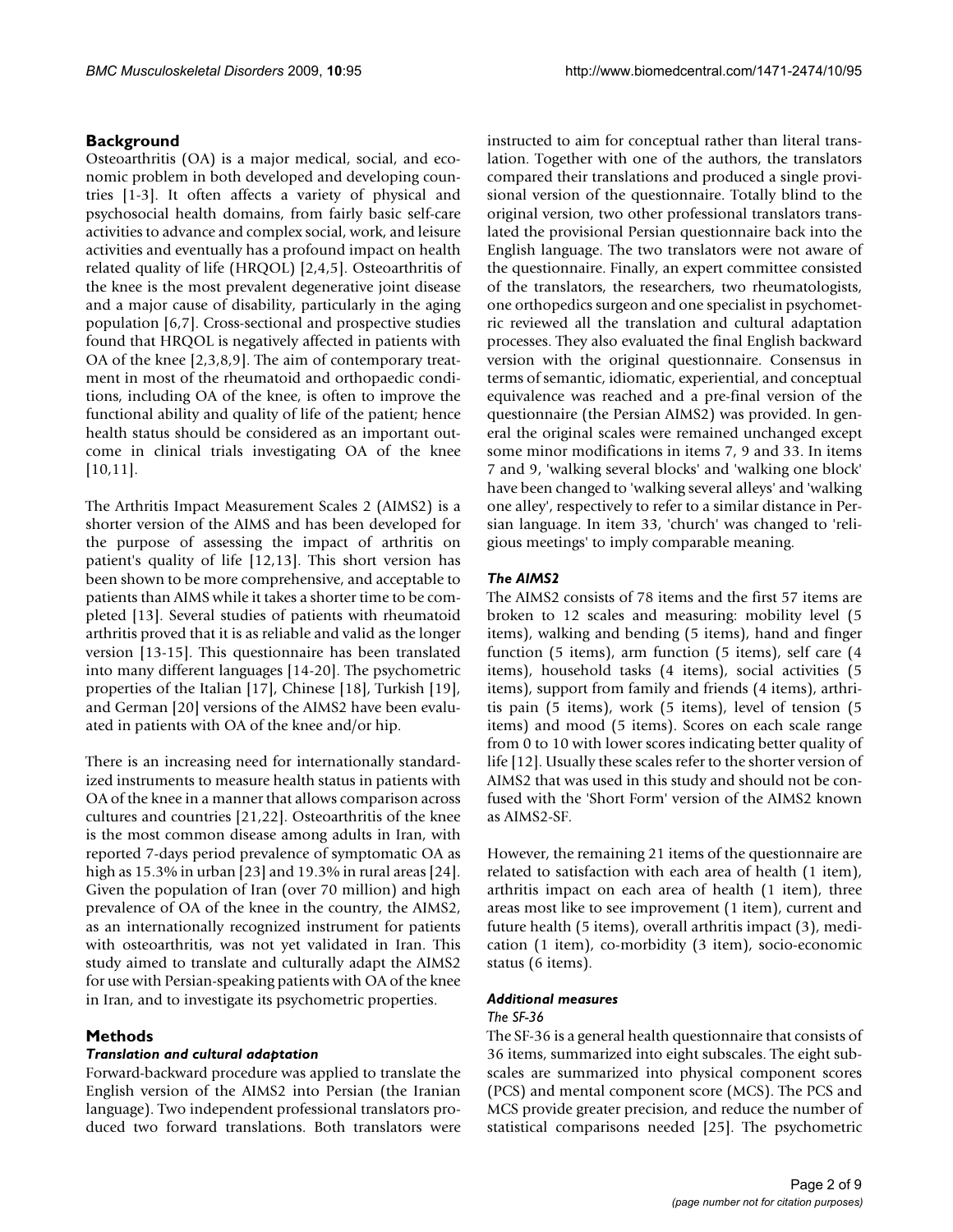## Background

Osteoarthritis (OA) is a major medical, social, and economic problem in both developed and developing countries [1-3]. It often affects a variety of physical and psychosocial health domains, from fairly basic self-care activities to advance and complex social, work, and leisure activities and eventually has a profound impact on health related quality of life (HRQOL) [2,4,5]. Osteoarthritis of the knee is the most prevalent degenerative joint disease and a major cause of disability, particularly in the aging population [6,7]. Cross-sectional and prospective studies found that HRQOL is negatively affected in patients with OA of the knee [2,3,8,9]. The aim of contemporary treatment in most of the rheumatoid and orthopaedic conditions, including OA of the knee, is often to improve the functional ability and quality of life of the patient; hence health status should be considered as an important outcome in clinical trials investigating OA of the knee [10,11].

The Arthritis Impact Measurement Scales 2 (AIMS2) is a shorter version of the AIMS and has been developed for the purpose of assessing the impact of arthritis on patient's quality of life [12,13]. This short version has been shown to be more comprehensive, and acceptable to patients than AIMS while it takes a shorter time to be completed [13]. Several studies of patients with rheumatoid arthritis proved that it is as reliable and valid as the longer version [13-15]. This questionnaire has been translated into many different languages [14-20]. The psychometric properties of the Italian [17], Chinese [18], Turkish [19], and German [20] versions of the AIMS2 have been evaluated in patients with OA of the knee and/or hip.

There is an increasing need for internationally standardized instruments to measure health status in patients with OA of the knee in a manner that allows comparison across cultures and countries [21,22]. Osteoarthritis of the knee is the most common disease among adults in Iran, with reported 7-days period prevalence of symptomatic OA as high as 15.3% in urban [23] and 19.3% in rural areas [24]. Given the population of Iran (over 70 million) and high prevalence of OA of the knee in the country, the AIMS2, as an internationally recognized instrument for patients with osteoarthritis, was not yet validated in Iran. This study aimed to translate and culturally adapt the AIMS2 for use with Persian-speaking patients with OA of the knee in Iran, and to investigate its psychometric properties.

## Methods

### *Translation and cultural adaptation*

Forward-backward procedure was applied to translate the English version of the AIMS2 into Persian (the Iranian language). Two independent professional translators produced two forward translations. Both translators were instructed to aim for conceptual rather than literal translation. Together with one of the authors, the translators compared their translations and produced a single provisional version of the questionnaire. Totally blind to the original version, two other professional translators translated the provisional Persian questionnaire back into the English language. The two translators were not aware of the questionnaire. Finally, an expert committee consisted of the translators, the researchers, two rheumatologists, one orthopedics surgeon and one specialist in psychometric reviewed all the translation and cultural adaptation processes. They also evaluated the final English backward version with the original questionnaire. Consensus in terms of semantic, idiomatic, experiential, and conceptual equivalence was reached and a pre-final version of the questionnaire (the Persian AIMS2) was provided. In general the original scales were remained unchanged except some minor modifications in items 7, 9 and 33. In items 7 and 9, 'walking several blocks' and 'walking one block' have been changed to 'walking several alleys' and 'walking one alley', respectively to refer to a similar distance in Persian language. In item 33, 'church' was changed to 'religious meetings' to imply comparable meaning.

### *The AIMS2*

The AIMS2 consists of 78 items and the first 57 items are broken to 12 scales and measuring: mobility level (5 items), walking and bending (5 items), hand and finger function (5 items), arm function (5 items), self care (4 items), household tasks (4 items), social activities (5 items), support from family and friends (4 items), arthritis pain (5 items), work (5 items), level of tension (5 items) and mood (5 items). Scores on each scale range from 0 to 10 with lower scores indicating better quality of life [12]. Usually these scales refer to the shorter version of AIMS2 that was used in this study and should not be confused with the 'Short Form' version of the AIMS2 known as AIMS2-SF.

However, the remaining 21 items of the questionnaire are related to satisfaction with each area of health (1 item), arthritis impact on each area of health (1 item), three areas most like to see improvement (1 item), current and future health (5 items), overall arthritis impact (3), medication (1 item), co-morbidity (3 item), socio-economic status (6 items).

### *Additional measures*

#### *The SF-36*

The SF-36 is a general health questionnaire that consists of 36 items, summarized into eight subscales. The eight subscales are summarized into physical component scores (PCS) and mental component score (MCS). The PCS and MCS provide greater precision, and reduce the number of statistical comparisons needed [25]. The psychometric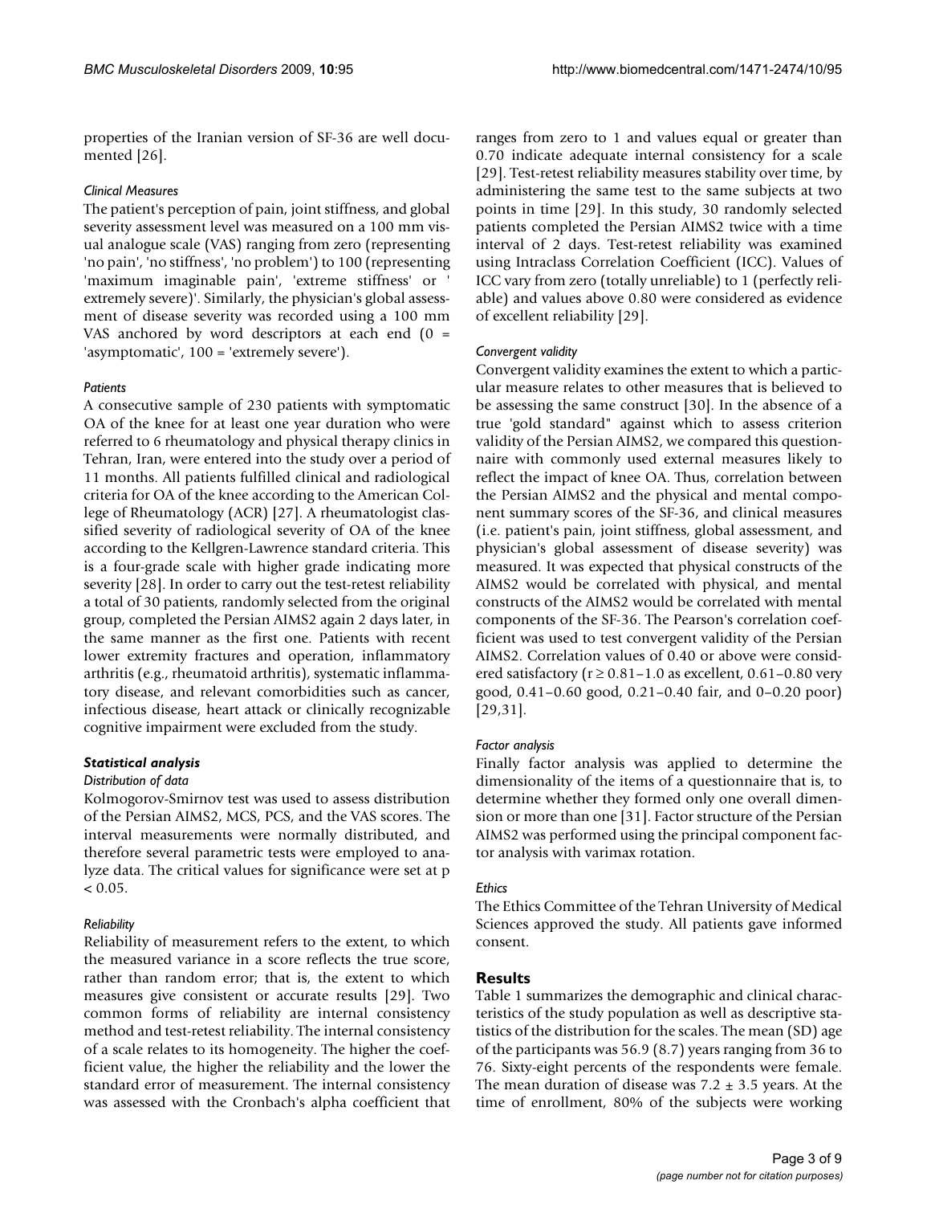properties of the Iranian version of SF-36 are well documented [26].

*Clinical Measures*

The patient's perception of pain, joint stiffness, and global severity assessment level was measured on a 100 mm visual analogue scale (VAS) ranging from zero (representing 'no pain', 'no stiffness', 'no problem') to 100 (representing 'maximum imaginable pain', 'extreme stiffness' or ' extremely severe)'. Similarly, the physician's global assessment of disease severity was recorded using a 100 mm VAS anchored by word descriptors at each end (0 = 'asymptomatic', 100 = 'extremely severe').

*Patients*

A consecutive sample of 230 patients with symptomatic OA of the knee for at least one year duration who were referred to 6 rheumatology and physical therapy clinics in Tehran, Iran, were entered into the study over a period of 11 months. All patients fulfilled clinical and radiological criteria for OA of the knee according to the American College of Rheumatology (ACR) [27]. A rheumatologist classified severity of radiological severity of OA of the knee according to the Kellgren-Lawrence standard criteria. This is a four-grade scale with higher grade indicating more severity [28]. In order to carry out the test-retest reliability a total of 30 patients, randomly selected from the original group, completed the Persian AIMS2 again 2 days later, in the same manner as the first one. Patients with recent lower extremity fractures and operation, inflammatory arthritis (e.g., rheumatoid arthritis), systematic inflammatory disease, and relevant comorbidities such as cancer, infectious disease, heart attack or clinically recognizable cognitive impairment were excluded from the study.

### *Statistical analysis*

*Distribution of data*

Kolmogorov-Smirnov test was used to assess distribution of the Persian AIMS2, MCS, PCS, and the VAS scores. The interval measurements were normally distributed, and therefore several parametric tests were employed to analyze data. The critical values for significance were set at $p < 0.05$.

*Reliability*

Reliability of measurement refers to the extent, to which the measured variance in a score reflects the true score, rather than random error; that is, the extent to which measures give consistent or accurate results [29]. Two common forms of reliability are internal consistency method and test-retest reliability. The internal consistency of a scale relates to its homogeneity. The higher the coefficient value, the higher the reliability and the lower the standard error of measurement. The internal consistency was assessed with the Cronbach's alpha coefficient that ranges from zero to 1 and values equal or greater than 0.70 indicate adequate internal consistency for a scale [29]. Test-retest reliability measures stability over time, by administering the same test to the same subjects at two points in time [29]. In this study, 30 randomly selected patients completed the Persian AIMS2 twice with a time interval of 2 days. Test-retest reliability was examined using Intraclass Correlation Coefficient (ICC). Values of ICC vary from zero (totally unreliable) to 1 (perfectly reliable) and values above 0.80 were considered as evidence of excellent reliability [29].

*Convergent validity*

Convergent validity examines the extent to which a particular measure relates to other measures that is believed to be assessing the same construct [30]. In the absence of a true 'gold standard" against which to assess criterion validity of the Persian AIMS2, we compared this questionnaire with commonly used external measures likely to reflect the impact of knee OA. Thus, correlation between the Persian AIMS2 and the physical and mental component summary scores of the SF-36, and clinical measures (i.e. patient's pain, joint stiffness, global assessment, and physician's global assessment of disease severity) was measured. It was expected that physical constructs of the AIMS2 would be correlated with physical, and mental constructs of the AIMS2 would be correlated with mental components of the SF-36. The Pearson's correlation coefficient was used to test convergent validity of the Persian AIMS2. Correlation values of 0.40 or above were considered satisfactory ($r \geq 0.81$–1.0 as excellent, 0.61–0.80 very good, 0.41–0.60 good, 0.21–0.40 fair, and 0–0.20 poor) [29,31].

*Factor analysis*

Finally factor analysis was applied to determine the dimensionality of the items of a questionnaire that is, to determine whether they formed only one overall dimension or more than one [31]. Factor structure of the Persian AIMS2 was performed using the principal component factor analysis with varimax rotation.

*Ethics*

The Ethics Committee of the Tehran University of Medical Sciences approved the study. All patients gave informed consent.

## Results

Table 1 summarizes the demographic and clinical characteristics of the study population as well as descriptive statistics of the distribution for the scales. The mean (SD) age of the participants was 56.9 (8.7) years ranging from 36 to 76. Sixty-eight percents of the respondents were female. The mean duration of disease was 7.2 ± 3.5 years. At the time of enrollment, 80% of the subjects were working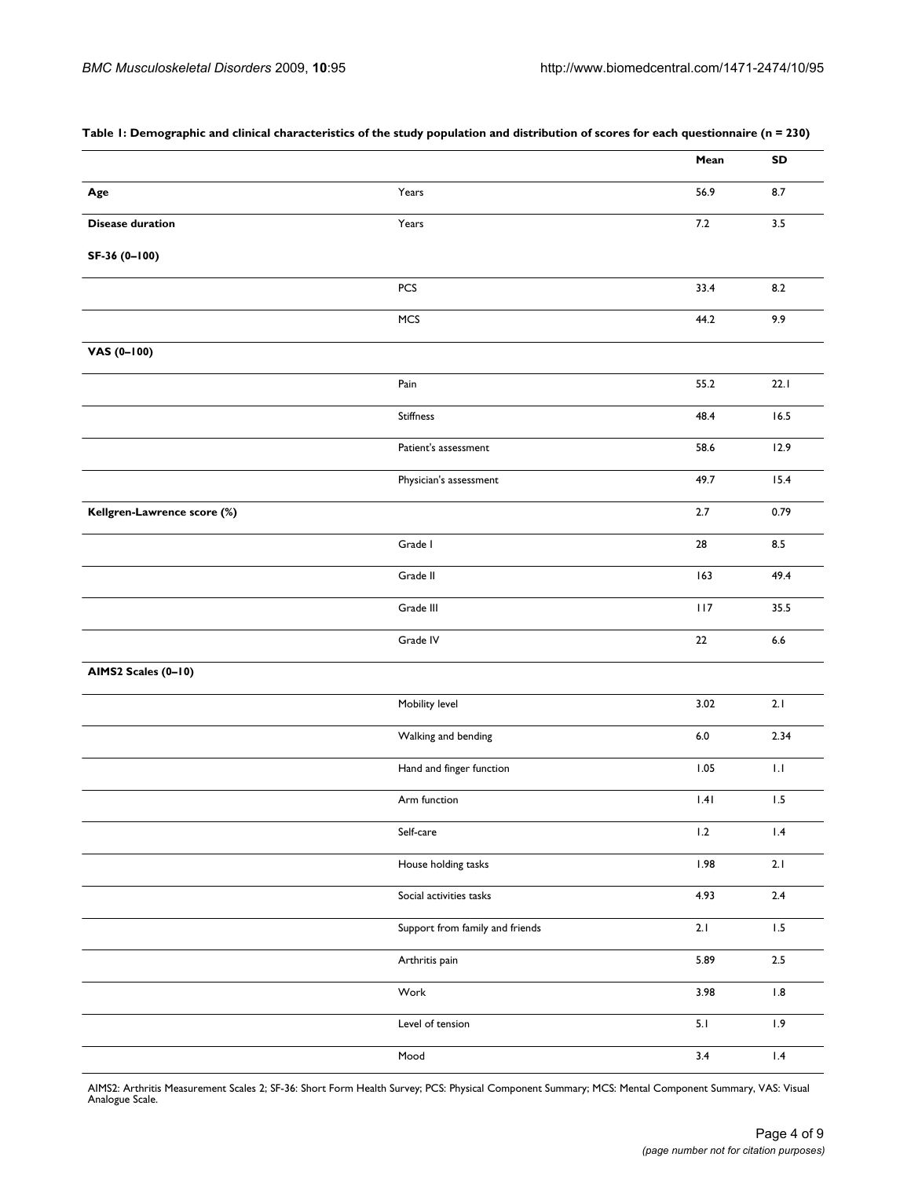**Table 1: Demographic and clinical characteristics of the study population and distribution of scores for each questionnaire (n = 230)**

| | | Mean | SD |
|---|---|---|---|
| **Age** | Years | 56.9 | 8.7 |
| **Disease duration** | Years | 7.2 | 3.5 |
| **SF-36 (0–100)** | | | |
| | PCS | 33.4 | 8.2 |
| | MCS | 44.2 | 9.9 |
| **VAS (0–100)** | | | |
| | Pain | 55.2 | 22.1 |
| | Stiffness | 48.4 | 16.5 |
| | Patient's assessment | 58.6 | 12.9 |
| | Physician's assessment | 49.7 | 15.4 |
| **Kellgren-Lawrence score (%)** | | 2.7 | 0.79 |
| | Grade I | 28 | 8.5 |
| | Grade II | 163 | 49.4 |
| | Grade III | 117 | 35.5 |
| | Grade IV | 22 | 6.6 |
| **AIMS2 Scales (0–10)** | | | |
| | Mobility level | 3.02 | 2.1 |
| | Walking and bending | 6.0 | 2.34 |
| | Hand and finger function | 1.05 | 1.1 |
| | Arm function | 1.41 | 1.5 |
| | Self-care | 1.2 | 1.4 |
| | House holding tasks | 1.98 | 2.1 |
| | Social activities tasks | 4.93 | 2.4 |
| | Support from family and friends | 2.1 | 1.5 |
| | Arthritis pain | 5.89 | 2.5 |
| | Work | 3.98 | 1.8 |
| | Level of tension | 5.1 | 1.9 |
| | Mood | 3.4 | 1.4 |

AIMS2: Arthritis Measurement Scales 2; SF-36: Short Form Health Survey; PCS: Physical Component Summary; MCS: Mental Component Summary, VAS: Visual Analogue Scale.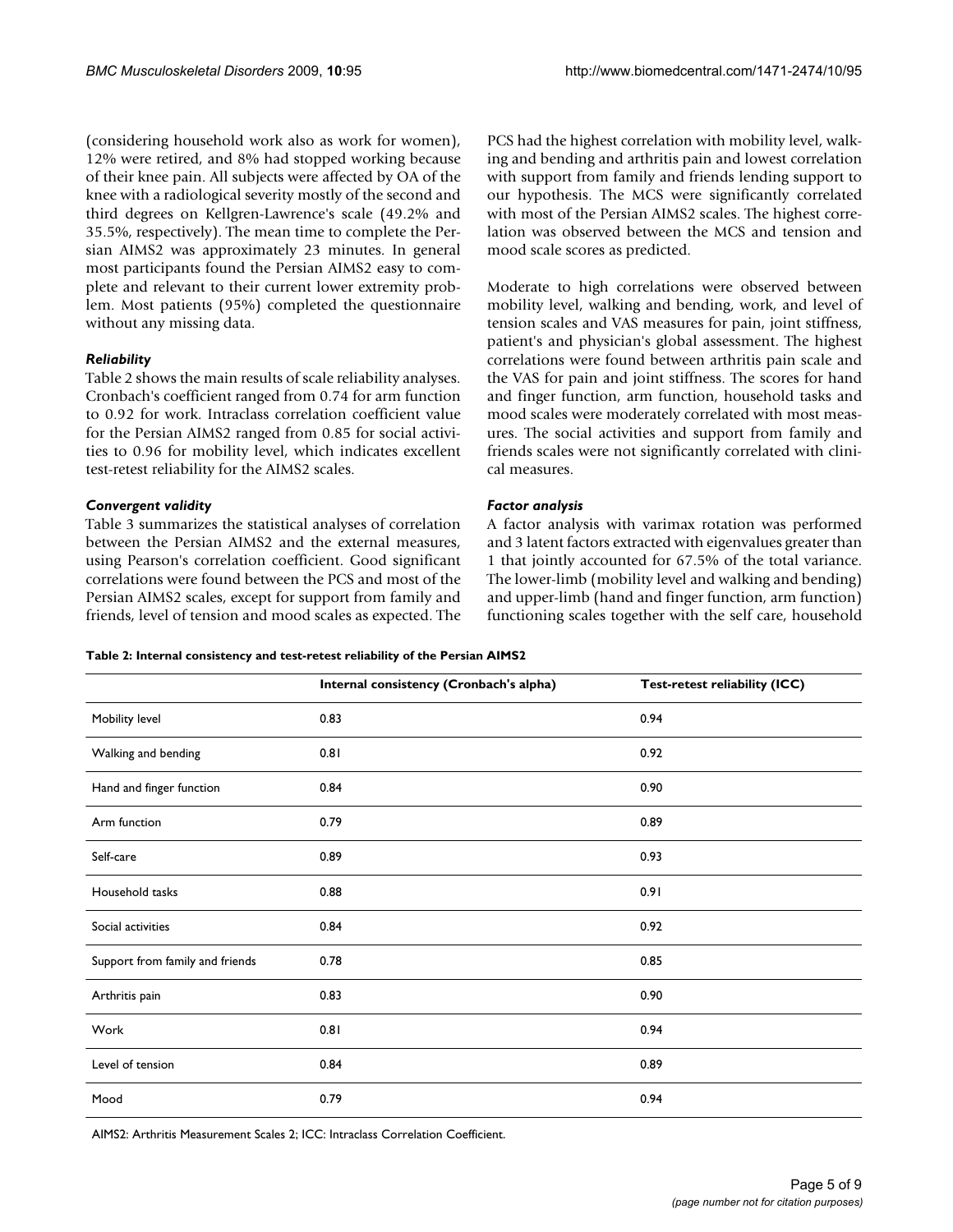(considering household work also as work for women), 12% were retired, and 8% had stopped working because of their knee pain. All subjects were affected by OA of the knee with a radiological severity mostly of the second and third degrees on Kellgren-Lawrence's scale (49.2% and 35.5%, respectively). The mean time to complete the Persian AIMS2 was approximately 23 minutes. In general most participants found the Persian AIMS2 easy to complete and relevant to their current lower extremity problem. Most patients (95%) completed the questionnaire without any missing data.

### *Reliability*

Table 2 shows the main results of scale reliability analyses. Cronbach's coefficient ranged from 0.74 for arm function to 0.92 for work. Intraclass correlation coefficient value for the Persian AIMS2 ranged from 0.85 for social activities to 0.96 for mobility level, which indicates excellent test-retest reliability for the AIMS2 scales.

### *Convergent validity*

Table 3 summarizes the statistical analyses of correlation between the Persian AIMS2 and the external measures, using Pearson's correlation coefficient. Good significant correlations were found between the PCS and most of the Persian AIMS2 scales, except for support from family and friends, level of tension and mood scales as expected. The PCS had the highest correlation with mobility level, walking and bending and arthritis pain and lowest correlation with support from family and friends lending support to our hypothesis. The MCS were significantly correlated with most of the Persian AIMS2 scales. The highest correlation was observed between the MCS and tension and mood scale scores as predicted.

Moderate to high correlations were observed between mobility level, walking and bending, work, and level of tension scales and VAS measures for pain, joint stiffness, patient's and physician's global assessment. The highest correlations were found between arthritis pain scale and the VAS for pain and joint stiffness. The scores for hand and finger function, arm function, household tasks and mood scales were moderately correlated with most measures. The social activities and support from family and friends scales were not significantly correlated with clinical measures.

### *Factor analysis*

A factor analysis with varimax rotation was performed and 3 latent factors extracted with eigenvalues greater than 1 that jointly accounted for 67.5% of the total variance. The lower-limb (mobility level and walking and bending) and upper-limb (hand and finger function, arm function) functioning scales together with the self care, household

**Table 2: Internal consistency and test-retest reliability of the Persian AIMS2**

| | Internal consistency (Cronbach's alpha) | Test-retest reliability (ICC) |
|---|---|---|
| Mobility level | 0.83 | 0.94 |
| Walking and bending | 0.81 | 0.92 |
| Hand and finger function | 0.84 | 0.90 |
| Arm function | 0.79 | 0.89 |
| Self-care | 0.89 | 0.93 |
| Household tasks | 0.88 | 0.91 |
| Social activities | 0.84 | 0.92 |
| Support from family and friends | 0.78 | 0.85 |
| Arthritis pain | 0.83 | 0.90 |
| Work | 0.81 | 0.94 |
| Level of tension | 0.84 | 0.89 |
| Mood | 0.79 | 0.94 |

AIMS2: Arthritis Measurement Scales 2; ICC: Intraclass Correlation Coefficient.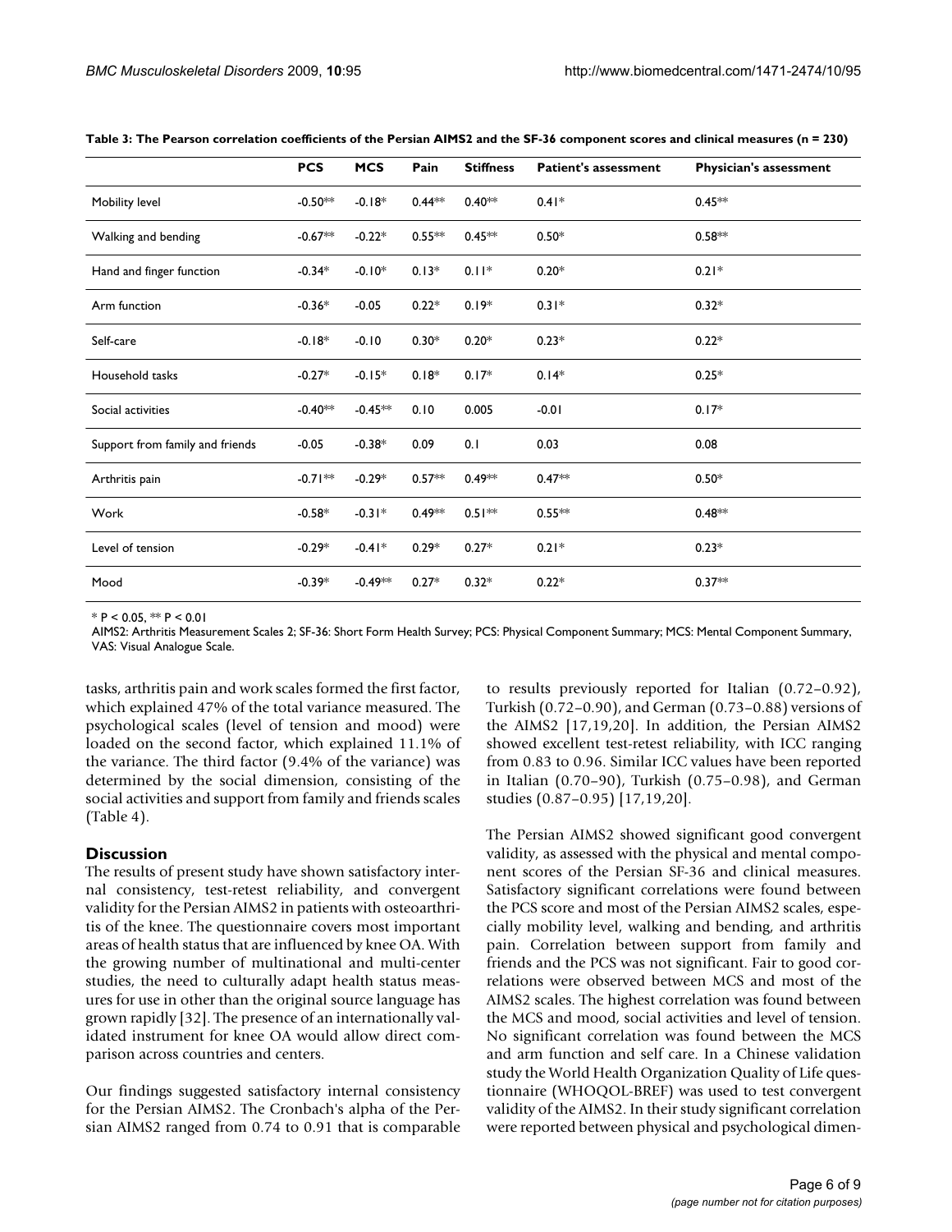**Table 3: The Pearson correlation coefficients of the Persian AIMS2 and the SF-36 component scores and clinical measures (n = 230)**

| | PCS | MCS | Pain | Stiffness | Patient's assessment | Physician's assessment |
|---|---|---|---|---|---|---|
| Mobility level | -0.50** | -0.18* | 0.44** | 0.40** | 0.41* | 0.45** |
| Walking and bending | -0.67** | -0.22* | 0.55** | 0.45** | 0.50* | 0.58** |
| Hand and finger function | -0.34* | -0.10* | 0.13* | 0.11* | 0.20* | 0.21* |
| Arm function | -0.36* | -0.05 | 0.22* | 0.19* | 0.31* | 0.32* |
| Self-care | -0.18* | -0.10 | 0.30* | 0.20* | 0.23* | 0.22* |
| Household tasks | -0.27* | -0.15* | 0.18* | 0.17* | 0.14* | 0.25* |
| Social activities | -0.40** | -0.45** | 0.10 | 0.005 | -0.01 | 0.17* |
| Support from family and friends | -0.05 | -0.38* | 0.09 | 0.1 | 0.03 | 0.08 |
| Arthritis pain | -0.71** | -0.29* | 0.57** | 0.49** | 0.47** | 0.50* |
| Work | -0.58* | -0.31* | 0.49** | 0.51** | 0.55** | 0.48** |
| Level of tension | -0.29* | -0.41* | 0.29* | 0.27* | 0.21* | 0.23* |
| Mood | -0.39* | -0.49** | 0.27* | 0.32* | 0.22* | 0.37** |

* $P < 0.05$, ** $P < 0.01$

AIMS2: Arthritis Measurement Scales 2; SF-36: Short Form Health Survey; PCS: Physical Component Summary; MCS: Mental Component Summary, VAS: Visual Analogue Scale.

tasks, arthritis pain and work scales formed the first factor, which explained 47% of the total variance measured. The psychological scales (level of tension and mood) were loaded on the second factor, which explained 11.1% of the variance. The third factor (9.4% of the variance) was determined by the social dimension, consisting of the social activities and support from family and friends scales (Table 4).

## Discussion

The results of present study have shown satisfactory internal consistency, test-retest reliability, and convergent validity for the Persian AIMS2 in patients with osteoarthritis of the knee. The questionnaire covers most important areas of health status that are influenced by knee OA. With the growing number of multinational and multi-center studies, the need to culturally adapt health status measures for use in other than the original source language has grown rapidly [32]. The presence of an internationally validated instrument for knee OA would allow direct comparison across countries and centers.

Our findings suggested satisfactory internal consistency for the Persian AIMS2. The Cronbach's alpha of the Persian AIMS2 ranged from 0.74 to 0.91 that is comparable to results previously reported for Italian (0.72–0.92), Turkish (0.72–0.90), and German (0.73–0.88) versions of the AIMS2 [17,19,20]. In addition, the Persian AIMS2 showed excellent test-retest reliability, with ICC ranging from 0.83 to 0.96. Similar ICC values have been reported in Italian (0.70–90), Turkish (0.75–0.98), and German studies (0.87–0.95) [17,19,20].

The Persian AIMS2 showed significant good convergent validity, as assessed with the physical and mental component scores of the Persian SF-36 and clinical measures. Satisfactory significant correlations were found between the PCS score and most of the Persian AIMS2 scales, especially mobility level, walking and bending, and arthritis pain. Correlation between support from family and friends and the PCS was not significant. Fair to good correlations were observed between MCS and most of the AIMS2 scales. The highest correlation was found between the MCS and mood, social activities and level of tension. No significant correlation was found between the MCS and arm function and self care. In a Chinese validation study the World Health Organization Quality of Life questionnaire (WHOQOL-BREF) was used to test convergent validity of the AIMS2. In their study significant correlation were reported between physical and psychological dimen-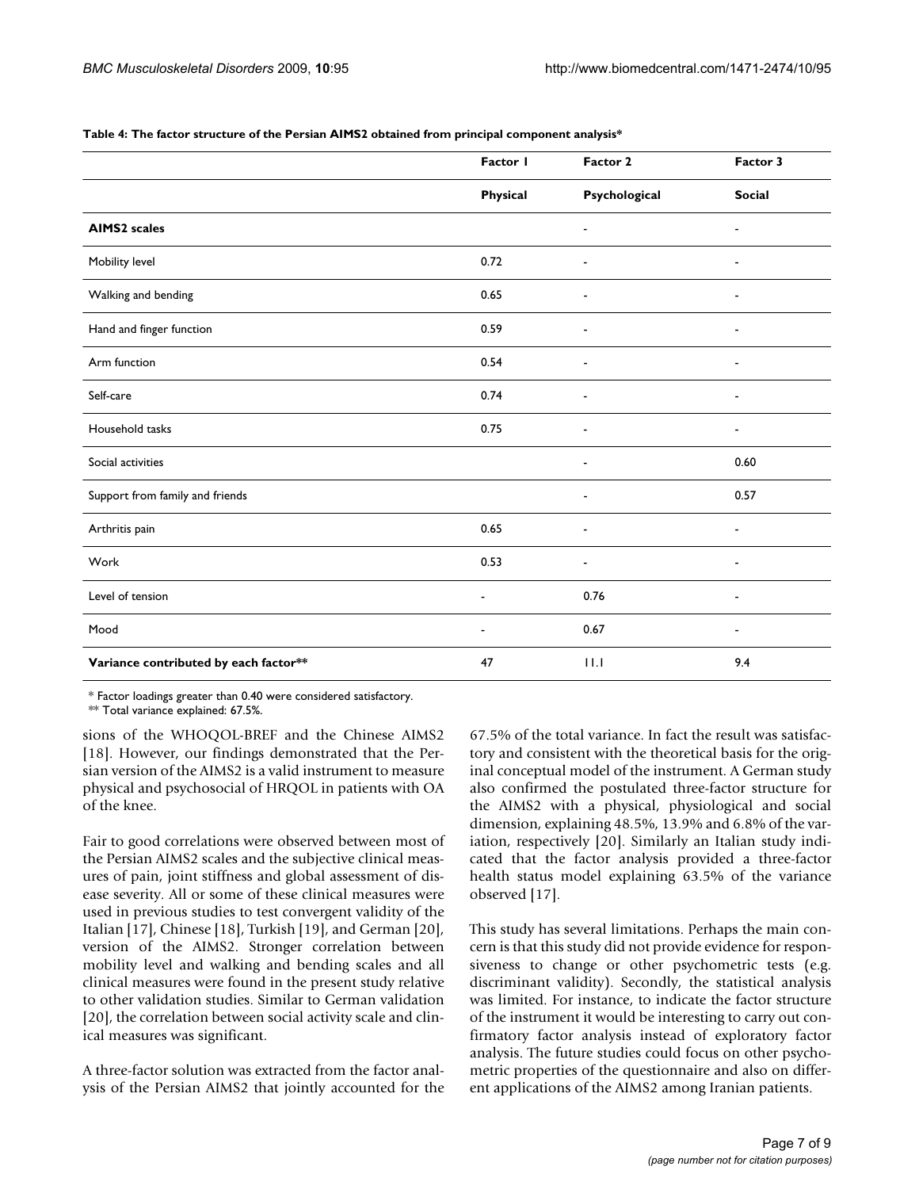**Table 4: The factor structure of the Persian AIMS2 obtained from principal component analysis***

| | Factor 1 | Factor 2 | Factor 3 |
|---|---|---|---|
| | **Physical** | **Psychological** | **Social** |
| **AIMS2 scales** | | - | - |
| Mobility level | 0.72 | - | - |
| Walking and bending | 0.65 | - | - |
| Hand and finger function | 0.59 | - | - |
| Arm function | 0.54 | - | - |
| Self-care | 0.74 | - | - |
| Household tasks | 0.75 | - | - |
| Social activities | | - | 0.60 |
| Support from family and friends | | - | 0.57 |
| Arthritis pain | 0.65 | - | - |
| Work | 0.53 | - | - |
| Level of tension | - | 0.76 | - |
| Mood | - | 0.67 | - |
| **Variance contributed by each factor**** | 47 | 11.1 | 9.4 |

* Factor loadings greater than 0.40 were considered satisfactory.
** Total variance explained: 67.5%.

sions of the WHOQOL-BREF and the Chinese AIMS2 [18]. However, our findings demonstrated that the Persian version of the AIMS2 is a valid instrument to measure physical and psychosocial of HRQOL in patients with OA of the knee.

Fair to good correlations were observed between most of the Persian AIMS2 scales and the subjective clinical measures of pain, joint stiffness and global assessment of disease severity. All or some of these clinical measures were used in previous studies to test convergent validity of the Italian [17], Chinese [18], Turkish [19], and German [20], version of the AIMS2. Stronger correlation between mobility level and walking and bending scales and all clinical measures were found in the present study relative to other validation studies. Similar to German validation [20], the correlation between social activity scale and clinical measures was significant.

A three-factor solution was extracted from the factor analysis of the Persian AIMS2 that jointly accounted for the 67.5% of the total variance. In fact the result was satisfactory and consistent with the theoretical basis for the original conceptual model of the instrument. A German study also confirmed the postulated three-factor structure for the AIMS2 with a physical, physiological and social dimension, explaining 48.5%, 13.9% and 6.8% of the variation, respectively [20]. Similarly an Italian study indicated that the factor analysis provided a three-factor health status model explaining 63.5% of the variance observed [17].

This study has several limitations. Perhaps the main concern is that this study did not provide evidence for responsiveness to change or other psychometric tests (e.g. discriminant validity). Secondly, the statistical analysis was limited. For instance, to indicate the factor structure of the instrument it would be interesting to carry out confirmatory factor analysis instead of exploratory factor analysis. The future studies could focus on other psychometric properties of the questionnaire and also on different applications of the AIMS2 among Iranian patients.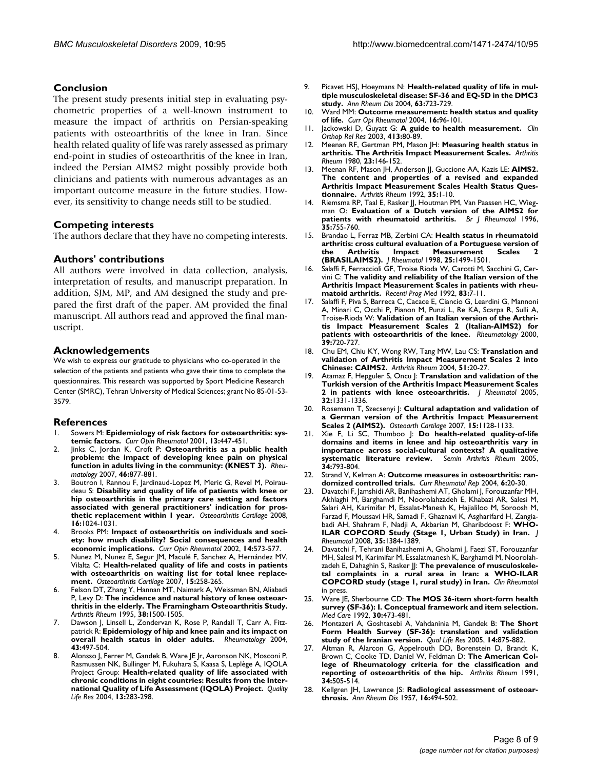## Conclusion

The present study presents initial step in evaluating psychometric properties of a well-known instrument to measure the impact of arthritis on Persian-speaking patients with osteoarthritis of the knee in Iran. Since health related quality of life was rarely assessed as primary end-point in studies of osteoarthritis of the knee in Iran, indeed the Persian AIMS2 might possibly provide both clinicians and patients with numerous advantages as an important outcome measure in the future studies. However, its sensitivity to change needs still to be studied.

## Competing interests

The authors declare that they have no competing interests.

## Authors' contributions

All authors were involved in data collection, analysis, interpretation of results, and manuscript preparation. In addition, SJM, MP, and AM designed the study and prepared the first draft of the paper. AM provided the final manuscript. All authors read and approved the final manuscript.

## Acknowledgements

We wish to express our gratitude to physicians who co-operated in the selection of the patients and patients who gave their time to complete the questionnaires. This research was supported by Sport Medicine Research Center (SMRC), Tehran University of Medical Sciences; grant No 85-01-53-3579.

## References

1. Sowers M: **Epidemiology of risk factors for osteoarthritis: systemic factors.** *Curr Opin Rheumatol* 2001, **13:**447-451.
2. Jinks C, Jordan K, Croft P: **Osteoarthritis as a public health problem: the impact of developing knee pain on physical function in adults living in the community: (KNEST 3).** *Rheumatology* 2007, **46:**877-881.
3. Boutron I, Rannou F, Jardinaud-Lopez M, Meric G, Revel M, Poiraudeau S: **Disability and quality of life of patients with knee or hip osteoarthritis in the primary care setting and factors associated with general practitioners' indication for prosthetic replacement within 1 year.** *Osteoarthritis Cartilage* 2008, **16:**1024-1031.
4. Brooks PM: **Impact of osteoarthritis on individuals and society: how much disability? Social consequences and health economic implications.** *Curr Opin Rheumatol* 2002, **14:**573-577.
5. Nunez M, Nunez E, Segur JM, Maculé F, Sanchez A, Hernández MV, Vilalta C: **Health-related quality of life and costs in patients with osteoarthritis on waiting list for total knee replacement.** *Osteoarthritis Cartilage* 2007, **15:**258-265.
6. Felson DT, Zhang Y, Hannan MT, Naimark A, Weissman BN, Aliabadi P, Levy D: **The incidence and natural history of knee osteoarthritis in the elderly. The Framingham Osteoarthritis Study.** *Arthritis Rheum* 1995, **38:**1500-1505.
7. Dawson J, Linsell L, Zondervan K, Rose P, Randall T, Carr A, Fitzpatrick R: **Epidemiology of hip and knee pain and its impact on overall health status in older adults.** *Rheumatology* 2004, **43:**497-504.
8. Alonsso J, Ferrer M, Gandek B, Ware JE Jr, Aaronson NK, Mosconi P, Rasmussen NK, Bullinger M, Fukuhara S, Kaasa S, Leplège A, IQOLA Project Group: **Health-related quality of life associated with chronic conditions in eight countries: Results from the International Quality of Life Assessment (IQOLA) Project.** *Quality Life Res* 2004, **13:**283-298.
9. Picavet HSJ, Hoeymans N: **Health-related quality of life in multiple musculoskeletal disease: SF-36 and EQ-5D in the DMC3 study.** *Ann Rheum Dis* 2004, **63:**723-729.
10. Ward MM: **Outcome measurement: health status and quality of life.** *Curr Opi Rheumatol* 2004, **16:**96-101.
11. Jackowski D, Guyatt G: **A guide to health measurement.** *Clin Orthop Rel Res* 2003, **413:**80-89.
12. Meenan RF, Gertman PM, Mason JH: **Measuring health status in arthritis. The Arthritis Impact Measurement Scales.** *Arthritis Rheum* 1980, **23:**146-152.
13. Meenan RF, Mason JH, Anderson JJ, Guccione AA, Kazis LE: **AIMS2. The content and properties of a revised and expanded Arthritis Impact Measurement Scales Health Status Questionnaire.** *Arthritis Rheum* 1992, **35:**1-10.
14. Riemsma RP, Taal E, Rasker JJ, Houtman PM, Van Paassen HC, Wiegman O: **Evaluation of a Dutch version of the AIMS2 for patients with rheumatoid arthritis.** *Br J Rheumatol* 1996, **35:**755-760.
15. Brandao L, Ferraz MB, Zerbini CA: **Health status in rheumatoid arthritis: cross cultural evaluation of a Portuguese version of the Arthritis Impact Measurement Scales 2 (BRASILAIMS2).** *J Rheumatol* 1998, **25:**1499-1501.
16. Salaffi F, Ferraccioli GF, Troise Rioda W, Carotti M, Sacchini G, Cervini C: **The validity and reliability of the Italian version of the Arthritis Impact Measurement Scales in patients with rheumatoid arthritis.** *Recenti Prog Med* 1992, **83:**7-11.
17. Salaffi F, Piva S, Barreca C, Cacace E, Ciancio G, Leardini G, Mannoni A, Minari C, Occhi P, Pianon M, Punzi L, Re KA, Scarpa R, Sulli A, Troise-Rioda W: **Validation of an Italian version of the Arthritis Impact Measurement Scales 2 (Italian-AIMS2) for patients with osteoarthritis of the knee.** *Rheumatology* 2000, **39:**720-727.
18. Chu EM, Chiu KY, Wong RW, Tang MW, Lau CS: **Translation and validation of Arthritis Impact Measurement Scales 2 into Chinese: CAIMS2.** *Arthritis Rheum* 2004, **51:**20-27.
19. Atamaz F, Hepguler S, Oncu J: **Translation and validation of the Turkish version of the Arthritis Impact Measurement Scales 2 in patients with knee osteoarthritis.** *J Rheumatol* 2005, **32:**1331-1336.
20. Rosemann T, Szecsenyi J: **Cultural adaptation and validation of a German version of the Arthritis Impact Measurement Scales 2 (AIMS2).** *Osteoarth Cartilage* 2007, **15:**1128-1133.
21. Xie F, Li SC, Thumboo J: **Do health-related quality-of-life domains and items in knee and hip osteoarthritis vary in importance across social-cultural contexts? A qualitative systematic literature review.** *Semin Arthritis Rheum* 2005, **34:**793-804.
22. Strand V, Kelman A: **Outcome measures in osteoarthritis: randomized controlled trials.** *Curr Rheumatol Rep* 2004, **6:**20-30.
23. Davatchi F, Jamshidi AR, Banihashemi AT, Gholami J, Forouzanfar MH, Akhlaghi M, Barghamdi M, Noorolahzadeh E, Khabazi AR, Salesi M, Salari AH, Karimifar M, Essalat-Manesh K, Hajialiloo M, Soroosh M, Farzad F, Moussavi HR, Samadi F, Ghaznavi K, Asgharifard H, Zangiabadi AH, Shahram F, Nadji A, Akbarian M, Gharibdoost F: **WHO-ILAR COPCORD Study (Stage 1, Urban Study) in Iran.** *J Rheumatol* 2008, **35:**1384-1389.
24. Davatchi F, Tehrani Banihashemi A, Gholami J, Faezi ST, Forouzanfar MH, Salesi M, Karimifar M, Essalatmanesh K, Barghamdi M, Noorolahzadeh E, Dahaghin S, Rasker JJ: **The prevalence of musculoskeletal complaints in a rural area in Iran: a WHO-ILAR COPCORD study (stage 1, rural study) in Iran.** *Clin Rheumatol* in press.
25. Ware JE, Sherbourne CD: **The MOS 36-item short-form health survey (SF-36): I. Conceptual framework and item selection.** *Med Care* 1992, **30:**473-481.
26. Montazeri A, Goshtasebi A, Vahdaninia M, Gandek B: **The Short Form Health Survey (SF-36): translation and validation study of the Iranian version.** *Qual Life Res* 2005, **14:**875-882.
27. Altman R, Alarcon G, Appelrouth DD, Borenstein D, Brandt K, Brown C, Cooke TD, Daniel W, Feldman D: **The American College of Rheumatology criteria for the classification and reporting of osteoarthritis of the hip.** *Arthritis Rheum* 1991, **34:**505-514.
28. Kellgren JH, Lawrence JS: **Radiological assessment of osteoarthrosis.** *Ann Rheum Dis* 1957, **16:**494-502.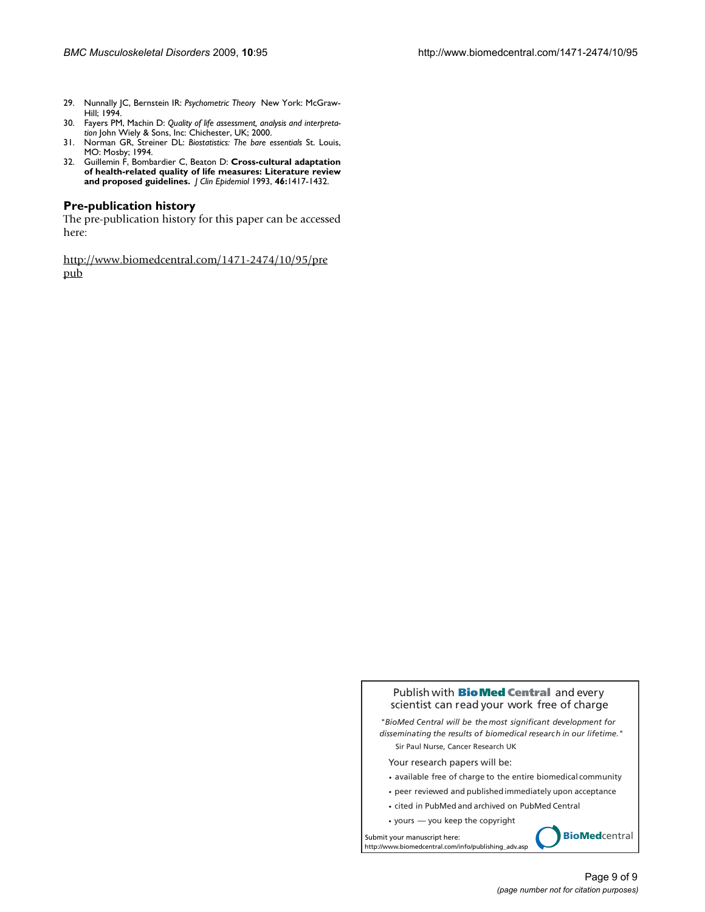29. Nunnally JC, Bernstein IR: *Psychometric Theory* New York: McGraw-Hill; 1994.
30. Fayers PM, Machin D: *Quality of life assessment, analysis and interpretation* John Wiely & Sons, Inc: Chichester, UK; 2000.
31. Norman GR, Streiner DL: *Biostatistics: The bare essentials* St. Louis, MO: Mosby; 1994.
32. Guillemin F, Bombardier C, Beaton D: **Cross-cultural adaptation of health-related quality of life measures: Literature review and proposed guidelines.** *J Clin Epidemiol* 1993, **46:**1417-1432.

## Pre-publication history

The pre-publication history for this paper can be accessed here:

http://www.biomedcentral.com/1471-2474/10/95/prepub

Publish with **BioMed Central** and every scientist can read your work free of charge

*"BioMed Central will be the most significant development for disseminating the results of biomedical research in our lifetime."*

Sir Paul Nurse, Cancer Research UK

Your research papers will be:

- available free of charge to the entire biomedical community
- peer reviewed and published immediately upon acceptance
- cited in PubMed and archived on PubMed Central
- yours — you keep the copyright

Submit your manuscript here:
http://www.biomedcentral.com/info/publishing_adv.asp

**BioMed**central